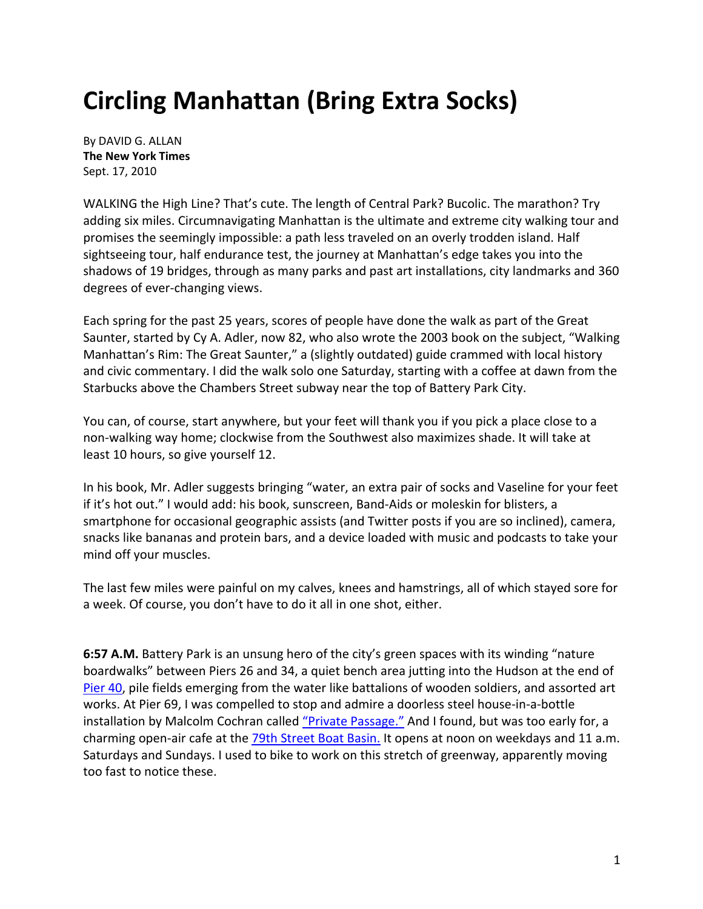# Circling Manhattan (Bring Extra Socks)

By DAVID G. ALLAN
**The New York Times**
Sept. 17, 2010

WALKING the High Line? That's cute. The length of Central Park? Bucolic. The marathon? Try adding six miles. Circumnavigating Manhattan is the ultimate and extreme city walking tour and promises the seemingly impossible: a path less traveled on an overly trodden island. Half sightseeing tour, half endurance test, the journey at Manhattan's edge takes you into the shadows of 19 bridges, through as many parks and past art installations, city landmarks and 360 degrees of ever-changing views.

Each spring for the past 25 years, scores of people have done the walk as part of the Great Saunter, started by Cy A. Adler, now 82, who also wrote the 2003 book on the subject, "Walking Manhattan's Rim: The Great Saunter," a (slightly outdated) guide crammed with local history and civic commentary. I did the walk solo one Saturday, starting with a coffee at dawn from the Starbucks above the Chambers Street subway near the top of Battery Park City.

You can, of course, start anywhere, but your feet will thank you if you pick a place close to a non-walking way home; clockwise from the Southwest also maximizes shade. It will take at least 10 hours, so give yourself 12.

In his book, Mr. Adler suggests bringing "water, an extra pair of socks and Vaseline for your feet if it's hot out." I would add: his book, sunscreen, Band-Aids or moleskin for blisters, a smartphone for occasional geographic assists (and Twitter posts if you are so inclined), camera, snacks like bananas and protein bars, and a device loaded with music and podcasts to take your mind off your muscles.

The last few miles were painful on my calves, knees and hamstrings, all of which stayed sore for a week. Of course, you don't have to do it all in one shot, either.

**6:57 A.M.** Battery Park is an unsung hero of the city's green spaces with its winding "nature boardwalks" between Piers 26 and 34, a quiet bench area jutting into the Hudson at the end of Pier 40, pile fields emerging from the water like battalions of wooden soldiers, and assorted art works. At Pier 69, I was compelled to stop and admire a doorless steel house-in-a-bottle installation by Malcolm Cochran called "Private Passage." And I found, but was too early for, a charming open-air cafe at the 79th Street Boat Basin. It opens at noon on weekdays and 11 a.m. Saturdays and Sundays. I used to bike to work on this stretch of greenway, apparently moving too fast to notice these.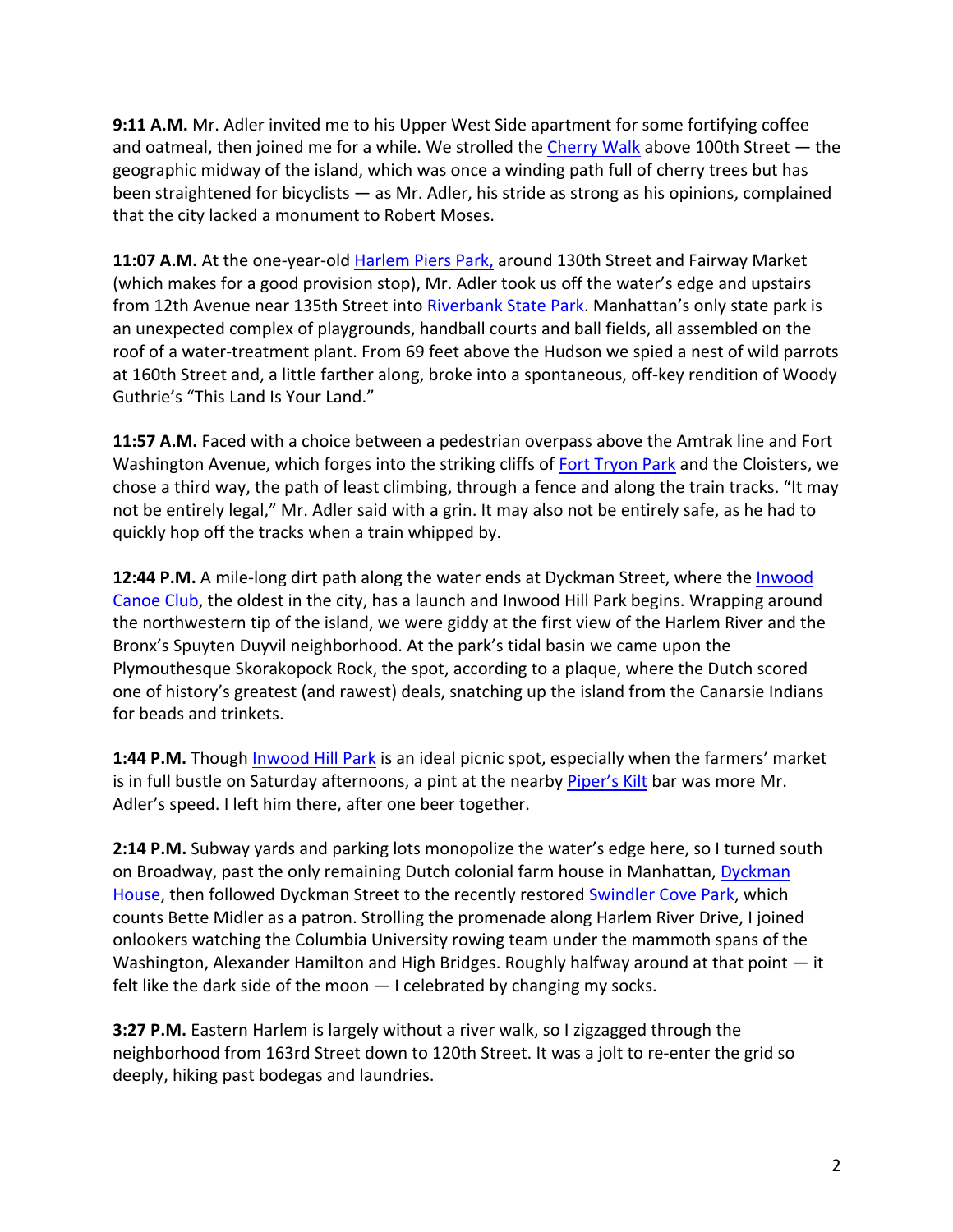**9:11 A.M.** Mr. Adler invited me to his Upper West Side apartment for some fortifying coffee and oatmeal, then joined me for a while. We strolled the Cherry Walk above 100th Street — the geographic midway of the island, which was once a winding path full of cherry trees but has been straightened for bicyclists — as Mr. Adler, his stride as strong as his opinions, complained that the city lacked a monument to Robert Moses.

**11:07 A.M.** At the one-year-old Harlem Piers Park, around 130th Street and Fairway Market (which makes for a good provision stop), Mr. Adler took us off the water's edge and upstairs from 12th Avenue near 135th Street into Riverbank State Park. Manhattan's only state park is an unexpected complex of playgrounds, handball courts and ball fields, all assembled on the roof of a water-treatment plant. From 69 feet above the Hudson we spied a nest of wild parrots at 160th Street and, a little farther along, broke into a spontaneous, off-key rendition of Woody Guthrie's "This Land Is Your Land."

**11:57 A.M.** Faced with a choice between a pedestrian overpass above the Amtrak line and Fort Washington Avenue, which forges into the striking cliffs of Fort Tryon Park and the Cloisters, we chose a third way, the path of least climbing, through a fence and along the train tracks. "It may not be entirely legal," Mr. Adler said with a grin. It may also not be entirely safe, as he had to quickly hop off the tracks when a train whipped by.

**12:44 P.M.** A mile-long dirt path along the water ends at Dyckman Street, where the Inwood Canoe Club, the oldest in the city, has a launch and Inwood Hill Park begins. Wrapping around the northwestern tip of the island, we were giddy at the first view of the Harlem River and the Bronx's Spuyten Duyvil neighborhood. At the park's tidal basin we came upon the Plymouthesque Skorakopock Rock, the spot, according to a plaque, where the Dutch scored one of history's greatest (and rawest) deals, snatching up the island from the Canarsie Indians for beads and trinkets.

**1:44 P.M.** Though Inwood Hill Park is an ideal picnic spot, especially when the farmers' market is in full bustle on Saturday afternoons, a pint at the nearby Piper's Kilt bar was more Mr. Adler's speed. I left him there, after one beer together.

**2:14 P.M.** Subway yards and parking lots monopolize the water's edge here, so I turned south on Broadway, past the only remaining Dutch colonial farm house in Manhattan, Dyckman House, then followed Dyckman Street to the recently restored Swindler Cove Park, which counts Bette Midler as a patron. Strolling the promenade along Harlem River Drive, I joined onlookers watching the Columbia University rowing team under the mammoth spans of the Washington, Alexander Hamilton and High Bridges. Roughly halfway around at that point — it felt like the dark side of the moon — I celebrated by changing my socks.

**3:27 P.M.** Eastern Harlem is largely without a river walk, so I zigzagged through the neighborhood from 163rd Street down to 120th Street. It was a jolt to re-enter the grid so deeply, hiking past bodegas and laundries.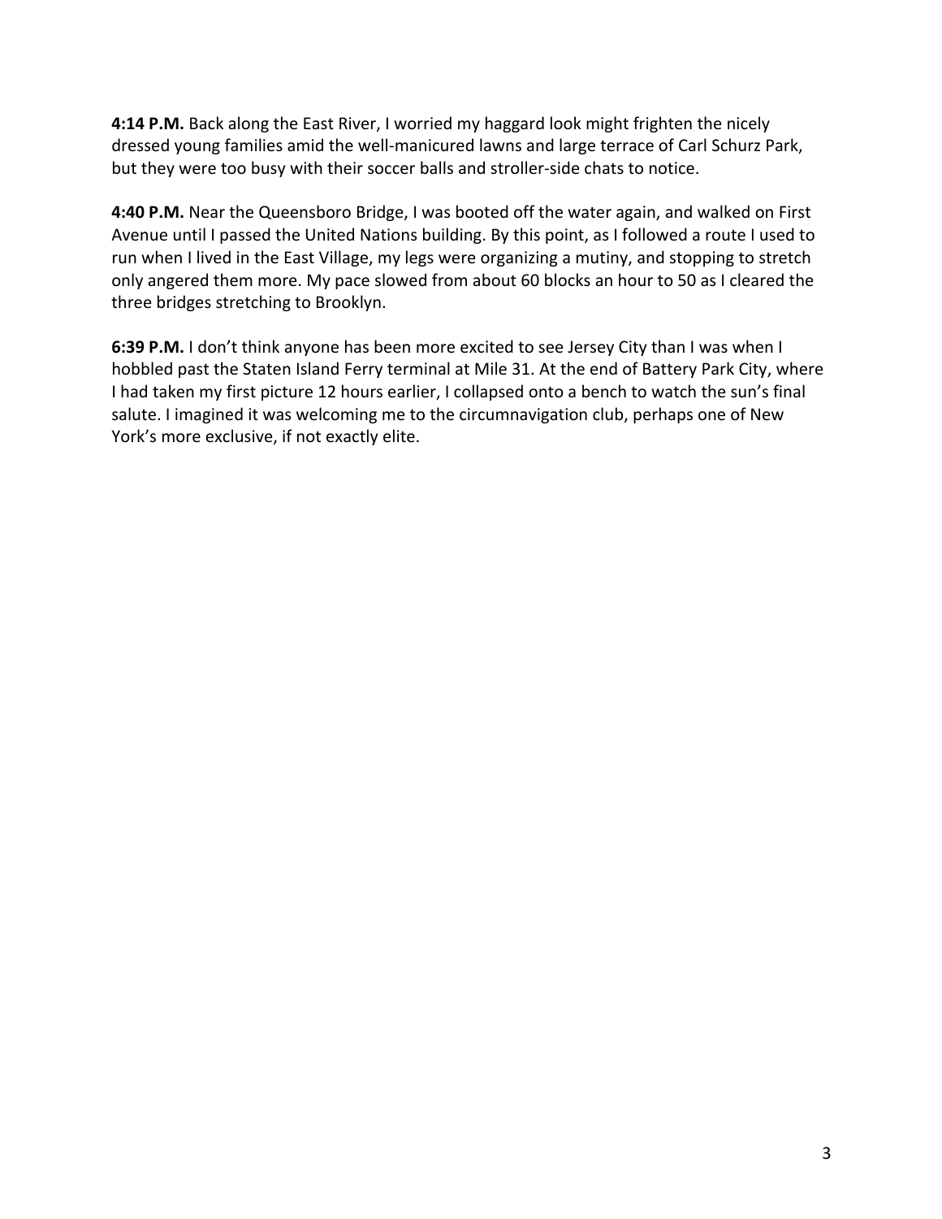**4:14 P.M.** Back along the East River, I worried my haggard look might frighten the nicely dressed young families amid the well-manicured lawns and large terrace of Carl Schurz Park, but they were too busy with their soccer balls and stroller-side chats to notice.

**4:40 P.M.** Near the Queensboro Bridge, I was booted off the water again, and walked on First Avenue until I passed the United Nations building. By this point, as I followed a route I used to run when I lived in the East Village, my legs were organizing a mutiny, and stopping to stretch only angered them more. My pace slowed from about 60 blocks an hour to 50 as I cleared the three bridges stretching to Brooklyn.

**6:39 P.M.** I don't think anyone has been more excited to see Jersey City than I was when I hobbled past the Staten Island Ferry terminal at Mile 31. At the end of Battery Park City, where I had taken my first picture 12 hours earlier, I collapsed onto a bench to watch the sun's final salute. I imagined it was welcoming me to the circumnavigation club, perhaps one of New York's more exclusive, if not exactly elite.